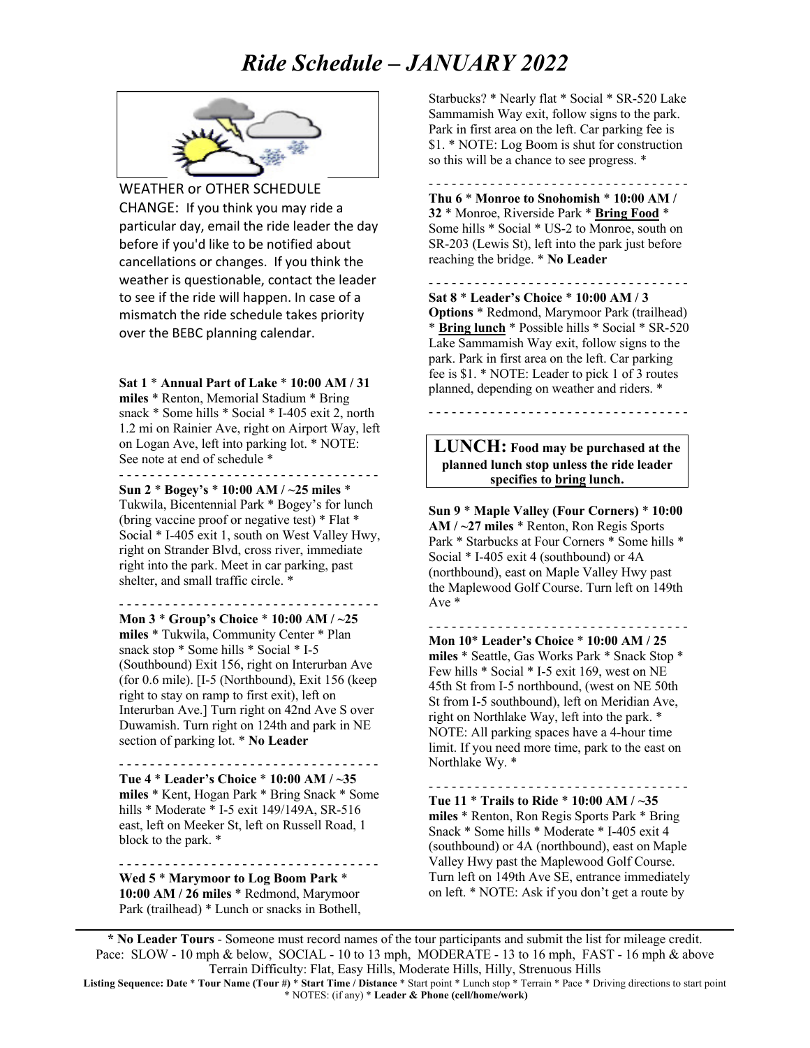# Ride Schedule – JANUARY 2022

WEATHER or OTHER SCHEDULE CHANGE: If you think you may ride a particular day, email the ride leader the day before if you'd like to be notified about cancellations or changes. If you think the weather is questionable, contact the leader to see if the ride will happen. In case of a mismatch the ride schedule takes priority over the BEBC planning calendar.

**Sat 1** * **Annual Part of Lake** * **10:00 AM / 31 miles** * Renton, Memorial Stadium * Bring snack * Some hills * Social * I-405 exit 2, north 1.2 mi on Rainier Ave, right on Airport Way, left on Logan Ave, left into parking lot. * NOTE: See note at end of schedule *

- - - - - - - - - - - - - - - - - - - - - - - - - - - - - - - - -

**Sun 2** * **Bogey's** * **10:00 AM / ~25 miles** * Tukwila, Bicentennial Park * Bogey's for lunch (bring vaccine proof or negative test) * Flat * Social * I-405 exit 1, south on West Valley Hwy, right on Strander Blvd, cross river, immediate right into the park. Meet in car parking, past shelter, and small traffic circle. *

- - - - - - - - - - - - - - - - - - - - - - - - - - - - - - - - -

**Mon 3** * **Group's Choice** * **10:00 AM / ~25 miles** * Tukwila, Community Center * Plan snack stop * Some hills * Social * I-5 (Southbound) Exit 156, right on Interurban Ave (for 0.6 mile). [I-5 (Northbound), Exit 156 (keep right to stay on ramp to first exit), left on Interurban Ave.] Turn right on 42nd Ave S over Duwamish. Turn right on 124th and park in NE section of parking lot. * **No Leader**

- - - - - - - - - - - - - - - - - - - - - - - - - - - - - - - - -

**Tue 4** * **Leader's Choice** * **10:00 AM / ~35 miles** * Kent, Hogan Park * Bring Snack * Some hills * Moderate * I-5 exit 149/149A, SR-516 east, left on Meeker St, left on Russell Road, 1 block to the park. *

- - - - - - - - - - - - - - - - - - - - - - - - - - - - - - - - -

**Wed 5** * **Marymoor to Log Boom Park** * **10:00 AM / 26 miles** * Redmond, Marymoor Park (trailhead) * Lunch or snacks in Bothell, Starbucks? * Nearly flat * Social * SR-520 Lake Sammamish Way exit, follow signs to the park. Park in first area on the left. Car parking fee is $1. * NOTE: Log Boom is shut for construction so this will be a chance to see progress. *

- - - - - - - - - - - - - - - - - - - - - - - - - - - - - - - - -

**Thu 6** * **Monroe to Snohomish** * **10:00 AM / 32** * Monroe, Riverside Park * **<u>Bring Food</u>** * Some hills * Social * US-2 to Monroe, south on SR-203 (Lewis St), left into the park just before reaching the bridge. * **No Leader**

- - - - - - - - - - - - - - - - - - - - - - - - - - - - - - - - -

**Sat 8** * **Leader's Choice** * **10:00 AM / 3 Options** * Redmond, Marymoor Park (trailhead) * **<u>Bring lunch</u>** * Possible hills * Social * SR-520 Lake Sammamish Way exit, follow signs to the park. Park in first area on the left. Car parking fee is $1. * NOTE: Leader to pick 1 of 3 routes planned, depending on weather and riders. *

- - - - - - - - - - - - - - - - - - - - - - - - - - - - - - - - -

**LUNCH: Food may be purchased at the planned lunch stop unless the ride leader specifies to <u>bring</u> lunch.**

**Sun 9** * **Maple Valley (Four Corners)** * **10:00 AM / ~27 miles** * Renton, Ron Regis Sports Park * Starbucks at Four Corners * Some hills * Social * I-405 exit 4 (southbound) or 4A (northbound), east on Maple Valley Hwy past the Maplewood Golf Course. Turn left on 149th Ave *

- - - - - - - - - - - - - - - - - - - - - - - - - - - - - - - - -

**Mon 10*** **Leader's Choice** * **10:00 AM / 25 miles** * Seattle, Gas Works Park * Snack Stop * Few hills * Social * I-5 exit 169, west on NE 45th St from I-5 northbound, (west on NE 50th St from I-5 southbound), left on Meridian Ave, right on Northlake Way, left into the park. * NOTE: All parking spaces have a 4-hour time limit. If you need more time, park to the east on Northlake Wy. *

- - - - - - - - - - - - - - - - - - - - - - - - - - - - - - - - -

**Tue 11** * **Trails to Ride** * **10:00 AM / ~35 miles** * Renton, Ron Regis Sports Park * Bring Snack * Some hills * Moderate * I-405 exit 4 (southbound) or 4A (northbound), east on Maple Valley Hwy past the Maplewood Golf Course. Turn left on 149th Ave SE, entrance immediately on left. * NOTE: Ask if you don't get a route by

---

**\* No Leader Tours** - Someone must record names of the tour participants and submit the list for mileage credit.
Pace: SLOW - 10 mph & below, SOCIAL - 10 to 13 mph, MODERATE - 13 to 16 mph, FAST - 16 mph & above
Terrain Difficulty: Flat, Easy Hills, Moderate Hills, Hilly, Strenuous Hills
**Listing Sequence: Date** * **Tour Name (Tour #)** * **Start Time / Distance** * Start point * Lunch stop * Terrain * Pace * Driving directions to start point * NOTES: (if any) * **Leader & Phone (cell/home/work)**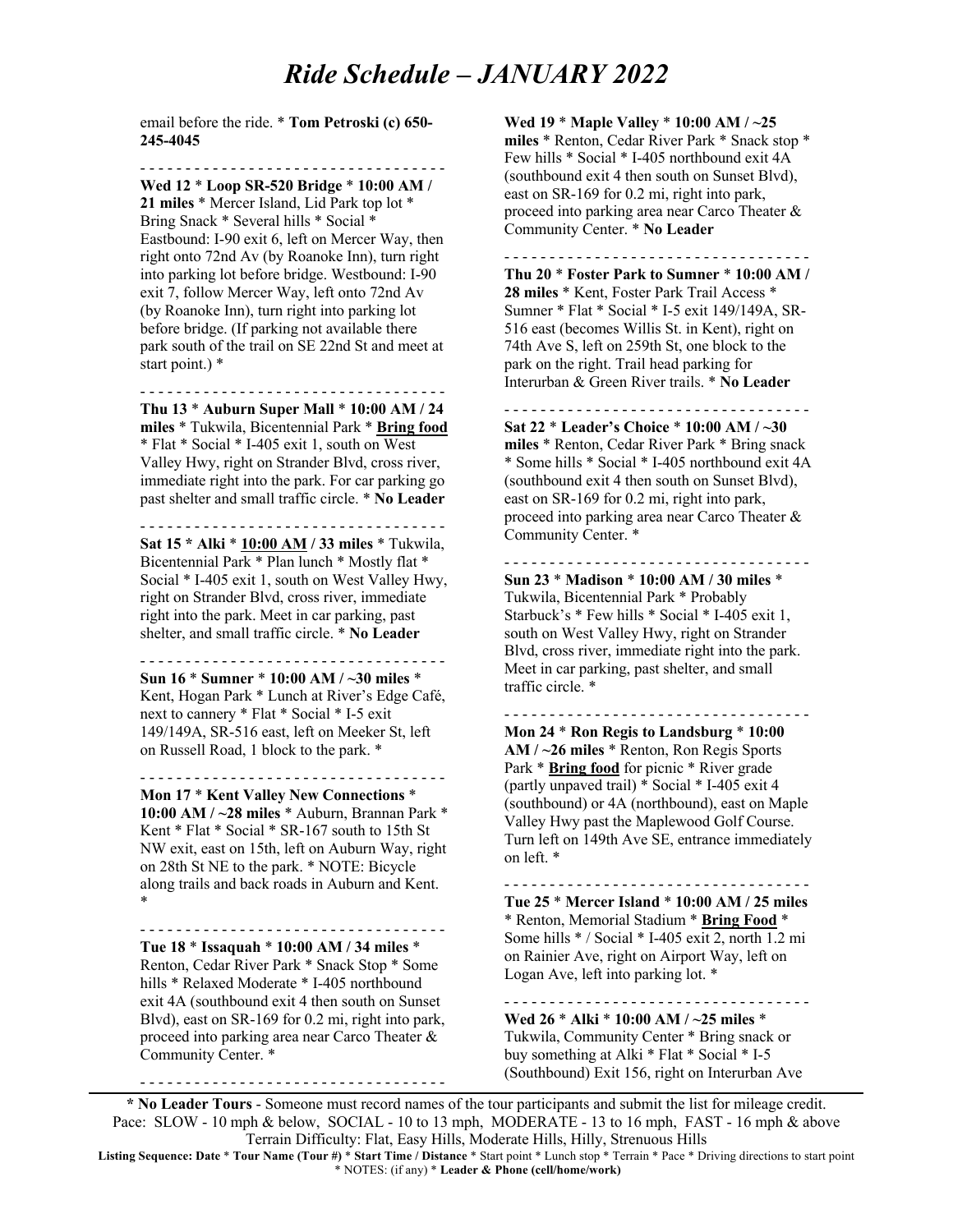# Ride Schedule – JANUARY 2022

email before the ride. * **Tom Petroski (c) 650-245-4045**

- - - - - - - - - - - - - - - - - - - - - - - - - - - - - - - - -

**Wed 12** * **Loop SR-520 Bridge** * **10:00 AM / 21 miles** * Mercer Island, Lid Park top lot * Bring Snack * Several hills * Social * Eastbound: I-90 exit 6, left on Mercer Way, then right onto 72nd Av (by Roanoke Inn), turn right into parking lot before bridge. Westbound: I-90 exit 7, follow Mercer Way, left onto 72nd Av (by Roanoke Inn), turn right into parking lot before bridge. (If parking not available there park south of the trail on SE 22nd St and meet at start point.) *

- - - - - - - - - - - - - - - - - - - - - - - - - - - - - - - - -

**Thu 13** * **Auburn Super Mall** * **10:00 AM / 24 miles** * Tukwila, Bicentennial Park * **Bring food** * Flat * Social * I-405 exit 1, south on West Valley Hwy, right on Strander Blvd, cross river, immediate right into the park. For car parking go past shelter and small traffic circle. * **No Leader**

- - - - - - - - - - - - - - - - - - - - - - - - - - - - - - - - -

**Sat 15 * Alki** * **10:00 AM / 33 miles** * Tukwila, Bicentennial Park * Plan lunch * Mostly flat * Social * I-405 exit 1, south on West Valley Hwy, right on Strander Blvd, cross river, immediate right into the park. Meet in car parking, past shelter, and small traffic circle. * **No Leader**

- - - - - - - - - - - - - - - - - - - - - - - - - - - - - - - - -

**Sun 16** * **Sumner** * **10:00 AM / ~30 miles** * Kent, Hogan Park * Lunch at River's Edge Café, next to cannery * Flat * Social * I-5 exit 149/149A, SR-516 east, left on Meeker St, left on Russell Road, 1 block to the park. *

- - - - - - - - - - - - - - - - - - - - - - - - - - - - - - - - -

**Mon 17** * **Kent Valley New Connections** * **10:00 AM / ~28 miles** * Auburn, Brannan Park * Kent * Flat * Social * SR-167 south to 15th St NW exit, east on 15th, left on Auburn Way, right on 28th St NE to the park. * NOTE: Bicycle along trails and back roads in Auburn and Kent. *

- - - - - - - - - - - - - - - - - - - - - - - - - - - - - - - - -

**Tue 18** * **Issaquah** * **10:00 AM / 34 miles** * Renton, Cedar River Park * Snack Stop * Some hills * Relaxed Moderate * I-405 northbound exit 4A (southbound exit 4 then south on Sunset Blvd), east on SR-169 for 0.2 mi, right into park, proceed into parking area near Carco Theater & Community Center. *

- - - - - - - - - - - - - - - - - - - - - - - - - - - - - - - - -

**Wed 19** * **Maple Valley** * **10:00 AM / ~25 miles** * Renton, Cedar River Park * Snack stop * Few hills * Social * I-405 northbound exit 4A (southbound exit 4 then south on Sunset Blvd), east on SR-169 for 0.2 mi, right into park, proceed into parking area near Carco Theater & Community Center. * **No Leader**

- - - - - - - - - - - - - - - - - - - - - - - - - - - - - - - - -

**Thu 20** * **Foster Park to Sumner** * **10:00 AM / 28 miles** * Kent, Foster Park Trail Access * Sumner * Flat * Social * I-5 exit 149/149A, SR-516 east (becomes Willis St. in Kent), right on 74th Ave S, left on 259th St, one block to the park on the right. Trail head parking for Interurban & Green River trails. * **No Leader**

- - - - - - - - - - - - - - - - - - - - - - - - - - - - - - - - -

**Sat 22** * **Leader's Choice** * **10:00 AM / ~30 miles** * Renton, Cedar River Park * Bring snack * Some hills * Social * I-405 northbound exit 4A (southbound exit 4 then south on Sunset Blvd), east on SR-169 for 0.2 mi, right into park, proceed into parking area near Carco Theater & Community Center. *

- - - - - - - - - - - - - - - - - - - - - - - - - - - - - - - - -

**Sun 23** * **Madison** * **10:00 AM / 30 miles** * Tukwila, Bicentennial Park * Probably Starbuck's * Few hills * Social * I-405 exit 1, south on West Valley Hwy, right on Strander Blvd, cross river, immediate right into the park. Meet in car parking, past shelter, and small traffic circle. *

- - - - - - - - - - - - - - - - - - - - - - - - - - - - - - - - -

**Mon 24** * **Ron Regis to Landsburg** * **10:00 AM / ~26 miles** * Renton, Ron Regis Sports Park * **Bring food** for picnic * River grade (partly unpaved trail) * Social * I-405 exit 4 (southbound) or 4A (northbound), east on Maple Valley Hwy past the Maplewood Golf Course. Turn left on 149th Ave SE, entrance immediately on left. *

- - - - - - - - - - - - - - - - - - - - - - - - - - - - - - - - -

**Tue 25** * **Mercer Island** * **10:00 AM / 25 miles** * Renton, Memorial Stadium * **Bring Food** * Some hills * / Social * I-405 exit 2, north 1.2 mi on Rainier Ave, right on Airport Way, left on Logan Ave, left into parking lot. *

- - - - - - - - - - - - - - - - - - - - - - - - - - - - - - - - -

**Wed 26** * **Alki** * **10:00 AM / ~25 miles** * Tukwila, Community Center * Bring snack or buy something at Alki * Flat * Social * I-5 (Southbound) Exit 156, right on Interurban Ave

---

**\* No Leader Tours** - Someone must record names of the tour participants and submit the list for mileage credit.
Pace: SLOW - 10 mph & below, SOCIAL - 10 to 13 mph, MODERATE - 13 to 16 mph, FAST - 16 mph & above
Terrain Difficulty: Flat, Easy Hills, Moderate Hills, Hilly, Strenuous Hills
**Listing Sequence: Date** * **Tour Name (Tour #)** * **Start Time / Distance** * Start point * Lunch stop * Terrain * Pace * Driving directions to start point * NOTES: (if any) * **Leader & Phone (cell/home/work)**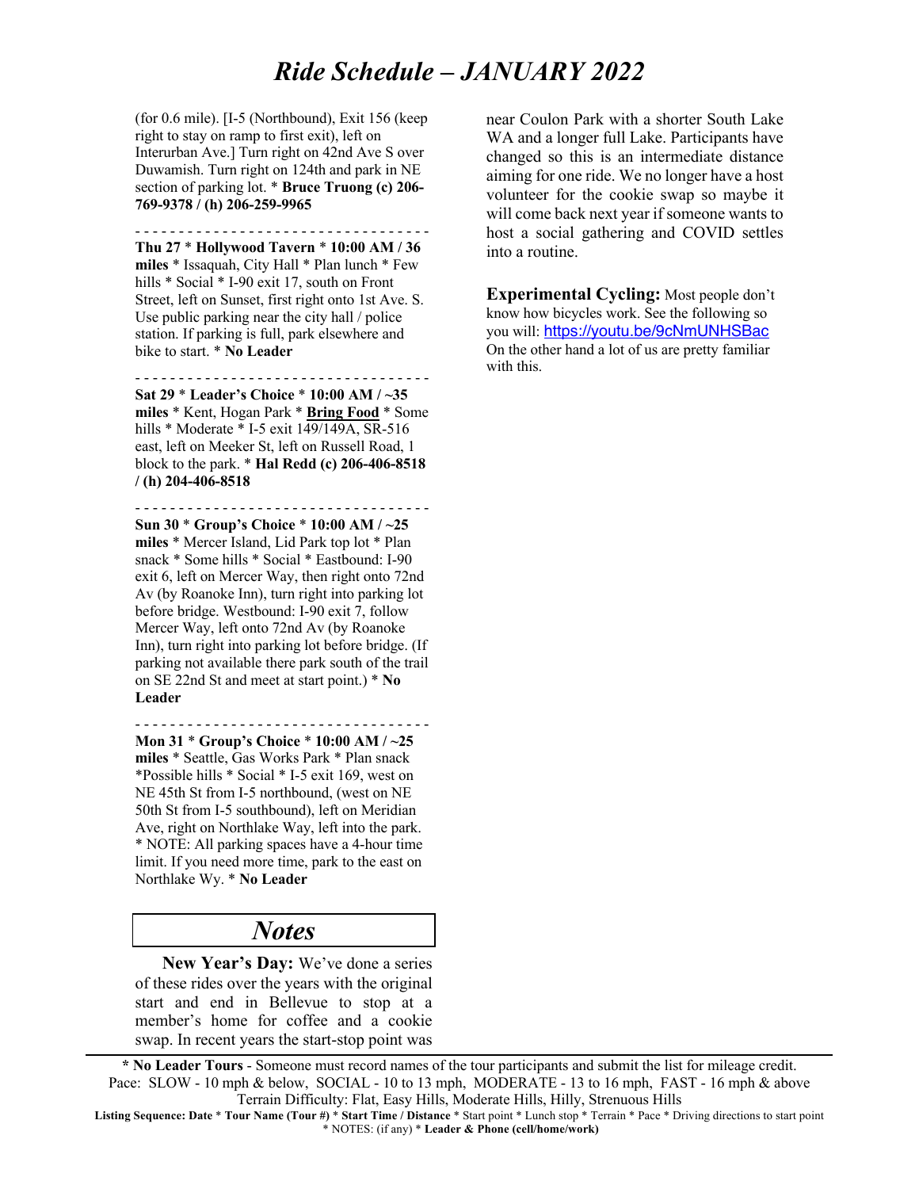# Ride Schedule – JANUARY 2022

(for 0.6 mile). [I-5 (Northbound), Exit 156 (keep right to stay on ramp to first exit), left on Interurban Ave.] Turn right on 42nd Ave S over Duwamish. Turn right on 124th and park in NE section of parking lot. * **Bruce Truong (c) 206-769-9378 / (h) 206-259-9965**

- - - - - - - - - - - - - - - - - - - - - - - - - - - - - - - - -

**Thu 27** * **Hollywood Tavern** * **10:00 AM / 36 miles** * Issaquah, City Hall * Plan lunch * Few hills * Social * I-90 exit 17, south on Front Street, left on Sunset, first right onto 1st Ave. S. Use public parking near the city hall / police station. If parking is full, park elsewhere and bike to start. * **No Leader**

- - - - - - - - - - - - - - - - - - - - - - - - - - - - - - - - -

**Sat 29** * **Leader's Choice** * **10:00 AM / ~35 miles** * Kent, Hogan Park * **<u>Bring Food</u>** * Some hills * Moderate * I-5 exit 149/149A, SR-516 east, left on Meeker St, left on Russell Road, 1 block to the park. * **Hal Redd (c) 206-406-8518 / (h) 204-406-8518**

- - - - - - - - - - - - - - - - - - - - - - - - - - - - - - - - -

**Sun 30** * **Group's Choice** * **10:00 AM / ~25 miles** * Mercer Island, Lid Park top lot * Plan snack * Some hills * Social * Eastbound: I-90 exit 6, left on Mercer Way, then right onto 72nd Av (by Roanoke Inn), turn right into parking lot before bridge. Westbound: I-90 exit 7, follow Mercer Way, left onto 72nd Av (by Roanoke Inn), turn right into parking lot before bridge. (If parking not available there park south of the trail on SE 22nd St and meet at start point.) * **No Leader**

- - - - - - - - - - - - - - - - - - - - - - - - - - - - - - - - -

**Mon 31** * **Group's Choice** * **10:00 AM / ~25 miles** * Seattle, Gas Works Park * Plan snack *Possible hills * Social * I-5 exit 169, west on NE 45th St from I-5 northbound, (west on NE 50th St from I-5 southbound), left on Meridian Ave, right on Northlake Way, left into the park. * NOTE: All parking spaces have a 4-hour time limit. If you need more time, park to the east on Northlake Wy. * **No Leader**

## *Notes*

**New Year's Day:** We've done a series of these rides over the years with the original start and end in Bellevue to stop at a member's home for coffee and a cookie swap. In recent years the start-stop point was near Coulon Park with a shorter South Lake WA and a longer full Lake. Participants have changed so this is an intermediate distance aiming for one ride. We no longer have a host volunteer for the cookie swap so maybe it will come back next year if someone wants to host a social gathering and COVID settles into a routine.

**Experimental Cycling:** Most people don't know how bicycles work. See the following so you will: https://youtu.be/9cNmUNHSBac On the other hand a lot of us are pretty familiar with this.

---

**\* No Leader Tours** - Someone must record names of the tour participants and submit the list for mileage credit.
Pace: SLOW - 10 mph & below, SOCIAL - 10 to 13 mph, MODERATE - 13 to 16 mph, FAST - 16 mph & above
Terrain Difficulty: Flat, Easy Hills, Moderate Hills, Hilly, Strenuous Hills
**Listing Sequence: Date** * **Tour Name (Tour #)** * **Start Time / Distance** * Start point * Lunch stop * Terrain * Pace * Driving directions to start point * NOTES: (if any) * **Leader & Phone (cell/home/work)**